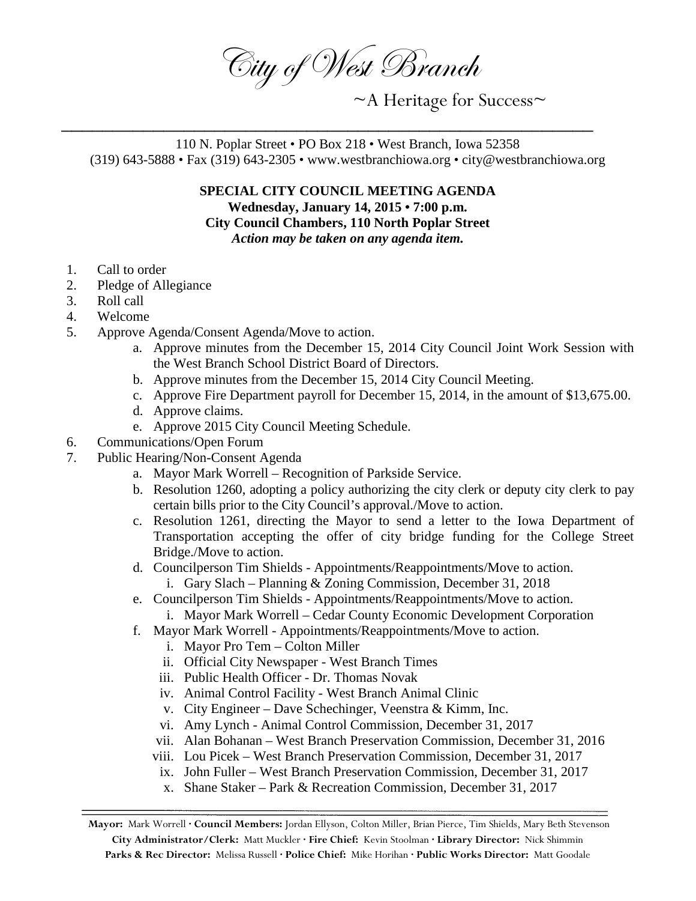# City of West Branch

~A Heritage for Success~

110 N. Poplar Street • PO Box 218 • West Branch, Iowa 52358
(319) 643-5888 • Fax (319) 643-2305 • www.westbranchiowa.org • city@westbranchiowa.org

**SPECIAL CITY COUNCIL MEETING AGENDA**
**Wednesday, January 14, 2015 • 7:00 p.m.**
**City Council Chambers, 110 North Poplar Street**
***Action may be taken on any agenda item.***

1. Call to order
2. Pledge of Allegiance
3. Roll call
4. Welcome
5. Approve Agenda/Consent Agenda/Move to action.
   a. Approve minutes from the December 15, 2014 City Council Joint Work Session with the West Branch School District Board of Directors.
   b. Approve minutes from the December 15, 2014 City Council Meeting.
   c. Approve Fire Department payroll for December 15, 2014, in the amount of $13,675.00.
   d. Approve claims.
   e. Approve 2015 City Council Meeting Schedule.
6. Communications/Open Forum
7. Public Hearing/Non-Consent Agenda
   a. Mayor Mark Worrell – Recognition of Parkside Service.
   b. Resolution 1260, adopting a policy authorizing the city clerk or deputy city clerk to pay certain bills prior to the City Council's approval./Move to action.
   c. Resolution 1261, directing the Mayor to send a letter to the Iowa Department of Transportation accepting the offer of city bridge funding for the College Street Bridge./Move to action.
   d. Councilperson Tim Shields - Appointments/Reappointments/Move to action.
      i. Gary Slach – Planning & Zoning Commission, December 31, 2018
   e. Councilperson Tim Shields - Appointments/Reappointments/Move to action.
      i. Mayor Mark Worrell – Cedar County Economic Development Corporation
   f. Mayor Mark Worrell - Appointments/Reappointments/Move to action.
      i. Mayor Pro Tem – Colton Miller
      ii. Official City Newspaper - West Branch Times
      iii. Public Health Officer - Dr. Thomas Novak
      iv. Animal Control Facility - West Branch Animal Clinic
      v. City Engineer – Dave Schechinger, Veenstra & Kimm, Inc.
      vi. Amy Lynch - Animal Control Commission, December 31, 2017
      vii. Alan Bohanan – West Branch Preservation Commission, December 31, 2016
      viii. Lou Picek – West Branch Preservation Commission, December 31, 2017
      ix. John Fuller – West Branch Preservation Commission, December 31, 2017
      x. Shane Staker – Park & Recreation Commission, December 31, 2017

**Mayor:** Mark Worrell · **Council Members:** Jordan Ellyson, Colton Miller, Brian Pierce, Tim Shields, Mary Beth Stevenson
**City Administrator/Clerk:** Matt Muckler · **Fire Chief:** Kevin Stoolman · **Library Director:** Nick Shimmin
**Parks & Rec Director:** Melissa Russell · **Police Chief:** Mike Horihan · **Public Works Director:** Matt Goodale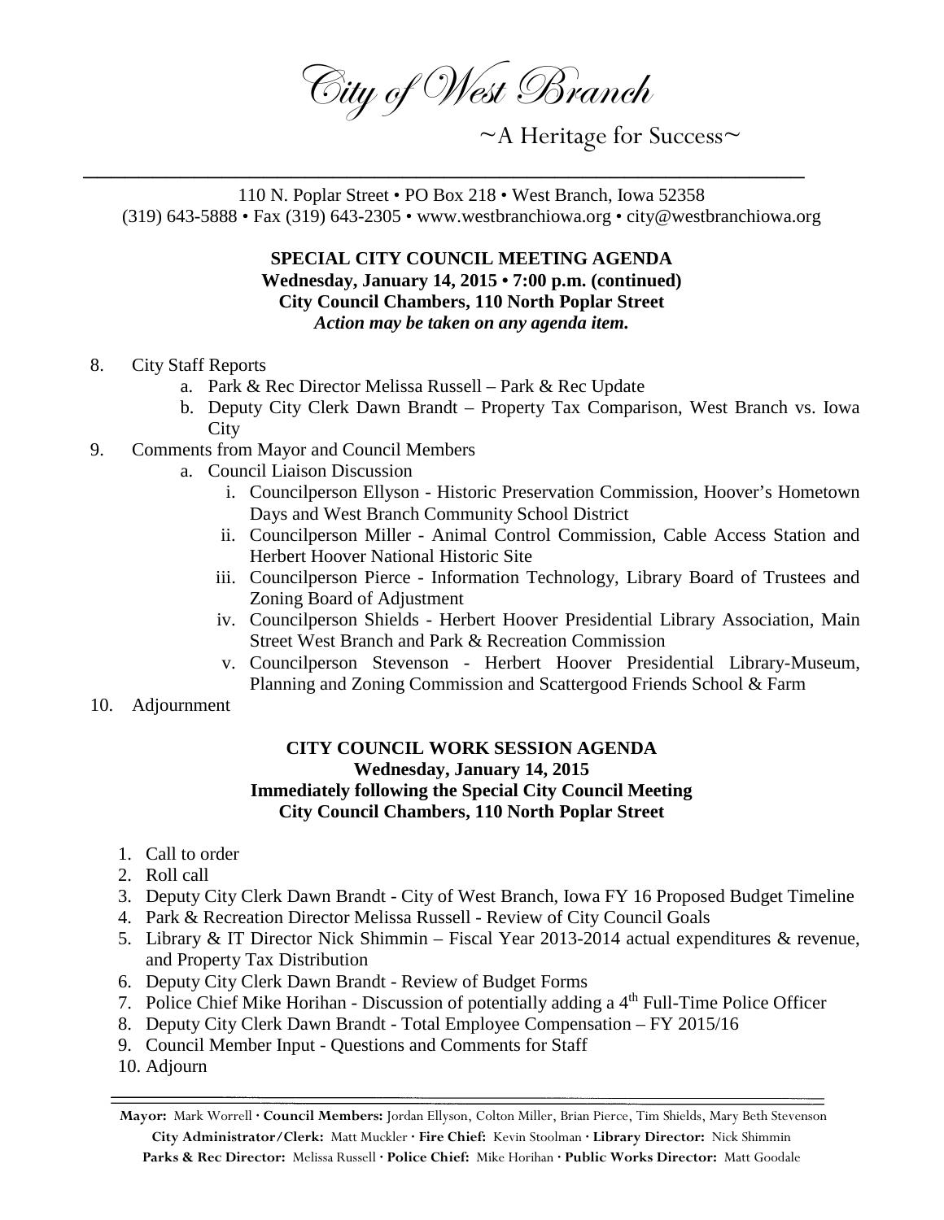# City of West Branch

~A Heritage for Success~

110 N. Poplar Street • PO Box 218 • West Branch, Iowa 52358
(319) 643-5888 • Fax (319) 643-2305 • www.westbranchiowa.org • city@westbranchiowa.org

**SPECIAL CITY COUNCIL MEETING AGENDA**
**Wednesday, January 14, 2015 • 7:00 p.m. (continued)**
**City Council Chambers, 110 North Poplar Street**
***Action may be taken on any agenda item.***

8. City Staff Reports
   a. Park & Rec Director Melissa Russell – Park & Rec Update
   b. Deputy City Clerk Dawn Brandt – Property Tax Comparison, West Branch vs. Iowa City
9. Comments from Mayor and Council Members
   a. Council Liaison Discussion
      i. Councilperson Ellyson - Historic Preservation Commission, Hoover's Hometown Days and West Branch Community School District
      ii. Councilperson Miller - Animal Control Commission, Cable Access Station and Herbert Hoover National Historic Site
      iii. Councilperson Pierce - Information Technology, Library Board of Trustees and Zoning Board of Adjustment
      iv. Councilperson Shields - Herbert Hoover Presidential Library Association, Main Street West Branch and Park & Recreation Commission
      v. Councilperson Stevenson - Herbert Hoover Presidential Library-Museum, Planning and Zoning Commission and Scattergood Friends School & Farm
10. Adjournment

**CITY COUNCIL WORK SESSION AGENDA**
**Wednesday, January 14, 2015**
**Immediately following the Special City Council Meeting**
**City Council Chambers, 110 North Poplar Street**

1. Call to order
2. Roll call
3. Deputy City Clerk Dawn Brandt - City of West Branch, Iowa FY 16 Proposed Budget Timeline
4. Park & Recreation Director Melissa Russell - Review of City Council Goals
5. Library & IT Director Nick Shimmin – Fiscal Year 2013-2014 actual expenditures & revenue, and Property Tax Distribution
6. Deputy City Clerk Dawn Brandt - Review of Budget Forms
7. Police Chief Mike Horihan - Discussion of potentially adding a 4th Full-Time Police Officer
8. Deputy City Clerk Dawn Brandt - Total Employee Compensation – FY 2015/16
9. Council Member Input - Questions and Comments for Staff
10. Adjourn

**Mayor:** Mark Worrell · **Council Members:** Jordan Ellyson, Colton Miller, Brian Pierce, Tim Shields, Mary Beth Stevenson
**City Administrator/Clerk:** Matt Muckler · **Fire Chief:** Kevin Stoolman · **Library Director:** Nick Shimmin
**Parks & Rec Director:** Melissa Russell · **Police Chief:** Mike Horihan · **Public Works Director:** Matt Goodale